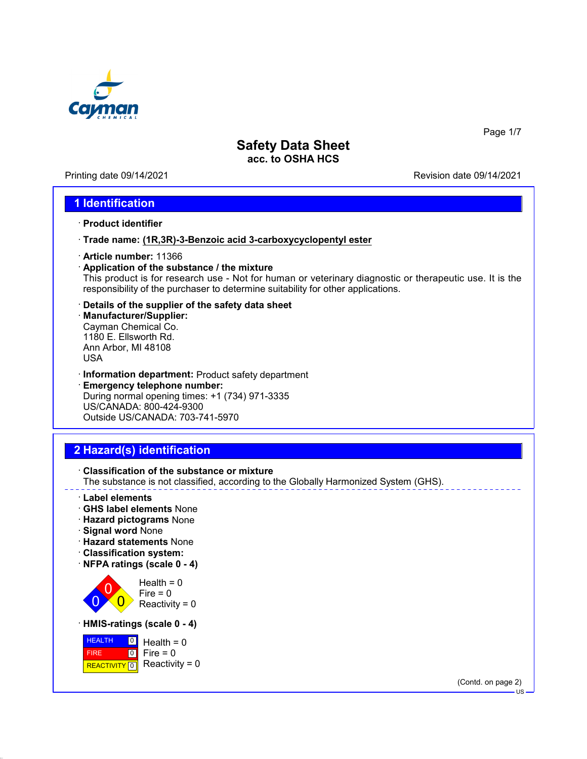# Safety Data Sheet
### acc. to OSHA HCS

Printing date 09/14/2021 Revision date 09/14/2021

## 1 Identification

· **Product identifier**

· **Trade name: (1R,3R)-3-Benzoic acid 3-carboxycyclopentyl ester**

· **Article number:** 11366

· **Application of the substance / the mixture**
This product is for research use - Not for human or veterinary diagnostic or therapeutic use. It is the responsibility of the purchaser to determine suitability for other applications.

· **Details of the supplier of the safety data sheet**

· **Manufacturer/Supplier:**
Cayman Chemical Co.
1180 E. Ellsworth Rd.
Ann Arbor, MI 48108
USA

· **Information department:** Product safety department

· **Emergency telephone number:**
During normal opening times: +1 (734) 971-3335
US/CANADA: 800-424-9300
Outside US/CANADA: 703-741-5970

## 2 Hazard(s) identification

· **Classification of the substance or mixture**
The substance is not classified, according to the Globally Harmonized System (GHS).

· **Label elements**
· **GHS label elements** None
· **Hazard pictograms** None
· **Signal word** None
· **Hazard statements** None
· **Classification system:**
· **NFPA ratings (scale 0 - 4)**

Health = 0
Fire = 0
Reactivity = 0

· **HMIS-ratings (scale 0 - 4)**

| | | |
|---|---|---|
| HEALTH | 0 | Health = 0 |
| FIRE | 0 | Fire = 0 |
| REACTIVITY | 0 | Reactivity = 0 |

(Contd. on page 2)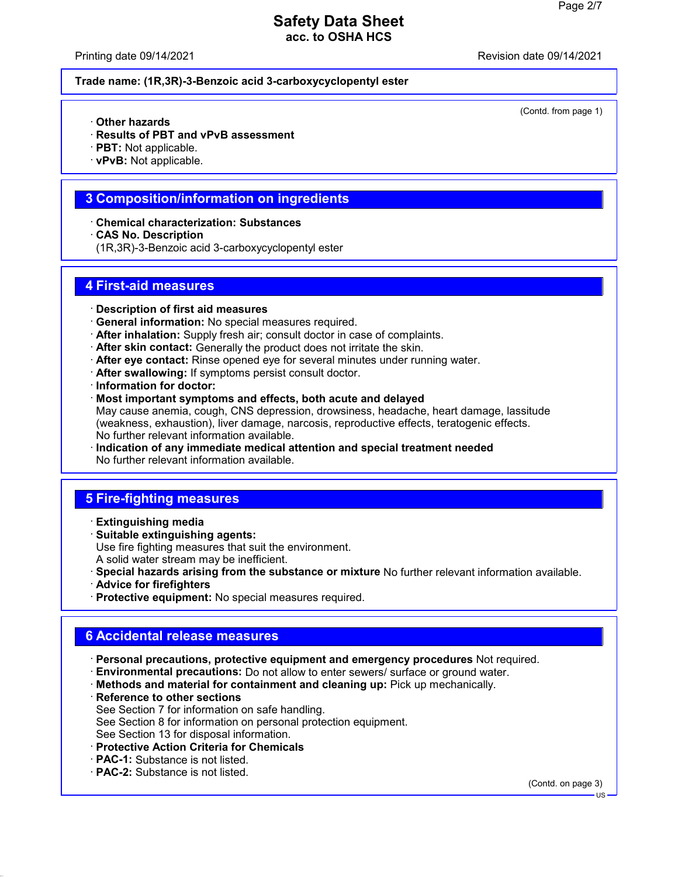**Trade name: (1R,3R)-3-Benzoic acid 3-carboxycyclopentyl ester**

(Contd. from page 1)

· **Other hazards**
· **Results of PBT and vPvB assessment**
· **PBT:** Not applicable.
· **vPvB:** Not applicable.

## 3 Composition/information on ingredients

· **Chemical characterization: Substances**
· **CAS No. Description**
(1R,3R)-3-Benzoic acid 3-carboxycyclopentyl ester

## 4 First-aid measures

· **Description of first aid measures**
· **General information:** No special measures required.
· **After inhalation:** Supply fresh air; consult doctor in case of complaints.
· **After skin contact:** Generally the product does not irritate the skin.
· **After eye contact:** Rinse opened eye for several minutes under running water.
· **After swallowing:** If symptoms persist consult doctor.
· **Information for doctor:**
· **Most important symptoms and effects, both acute and delayed**
May cause anemia, cough, CNS depression, drowsiness, headache, heart damage, lassitude (weakness, exhaustion), liver damage, narcosis, reproductive effects, teratogenic effects.
No further relevant information available.
· **Indication of any immediate medical attention and special treatment needed**
No further relevant information available.

## 5 Fire-fighting measures

· **Extinguishing media**
· **Suitable extinguishing agents:**
Use fire fighting measures that suit the environment.
A solid water stream may be inefficient.
· **Special hazards arising from the substance or mixture** No further relevant information available.
· **Advice for firefighters**
· **Protective equipment:** No special measures required.

## 6 Accidental release measures

· **Personal precautions, protective equipment and emergency procedures** Not required.
· **Environmental precautions:** Do not allow to enter sewers/ surface or ground water.
· **Methods and material for containment and cleaning up:** Pick up mechanically.
· **Reference to other sections**
See Section 7 for information on safe handling.
See Section 8 for information on personal protection equipment.
See Section 13 for disposal information.
· **Protective Action Criteria for Chemicals**
· **PAC-1:** Substance is not listed.
· **PAC-2:** Substance is not listed.

(Contd. on page 3)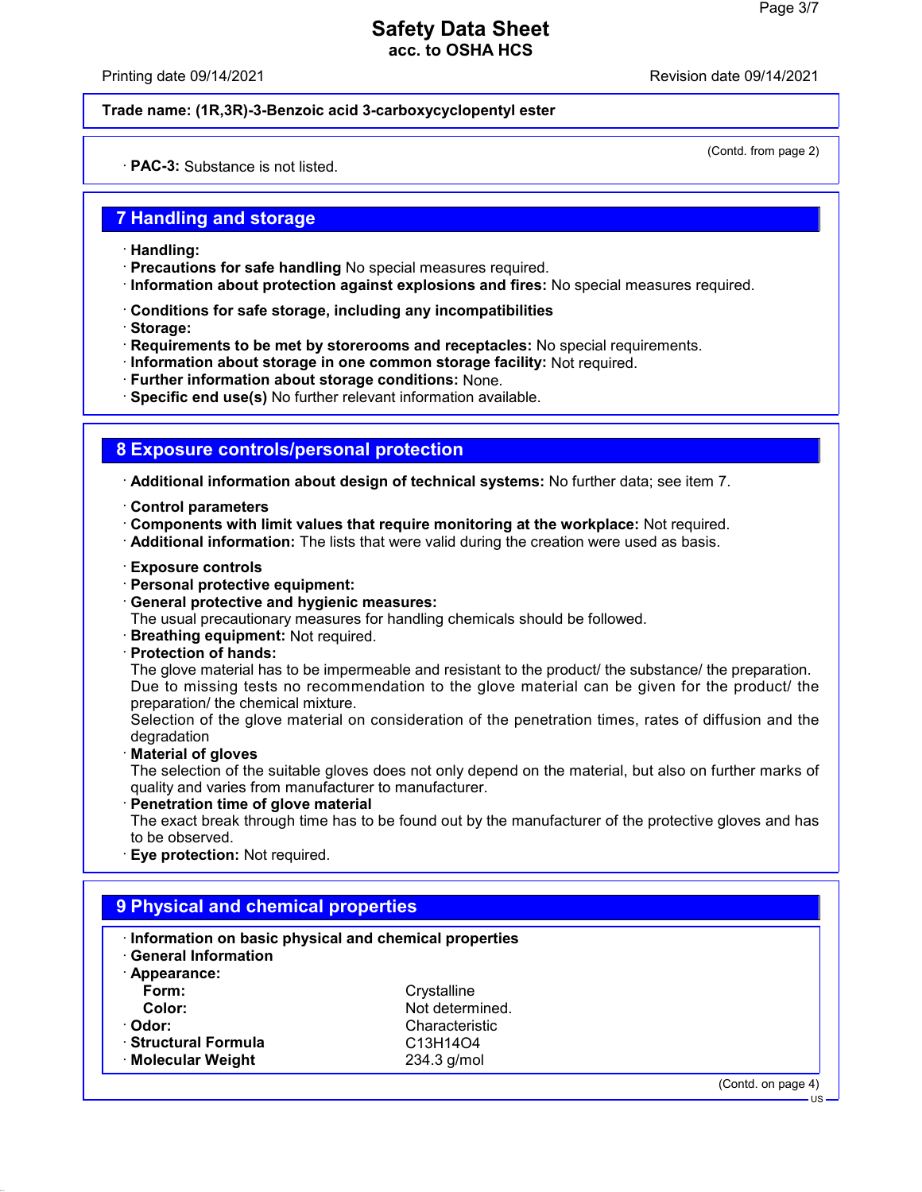**Trade name: (1R,3R)-3-Benzoic acid 3-carboxycyclopentyl ester**

(Contd. from page 2)

· **PAC-3:** Substance is not listed.

## 7 Handling and storage

· **Handling:**
· **Precautions for safe handling** No special measures required.
· **Information about protection against explosions and fires:** No special measures required.

· **Conditions for safe storage, including any incompatibilities**
· **Storage:**
· **Requirements to be met by storerooms and receptacles:** No special requirements.
· **Information about storage in one common storage facility:** Not required.
· **Further information about storage conditions:** None.
· **Specific end use(s)** No further relevant information available.

## 8 Exposure controls/personal protection

· **Additional information about design of technical systems:** No further data; see item 7.

· **Control parameters**
· **Components with limit values that require monitoring at the workplace:** Not required.
· **Additional information:** The lists that were valid during the creation were used as basis.

· **Exposure controls**
· **Personal protective equipment:**
· **General protective and hygienic measures:**
The usual precautionary measures for handling chemicals should be followed.
· **Breathing equipment:** Not required.
· **Protection of hands:**
The glove material has to be impermeable and resistant to the product/ the substance/ the preparation.
Due to missing tests no recommendation to the glove material can be given for the product/ the preparation/ the chemical mixture.
Selection of the glove material on consideration of the penetration times, rates of diffusion and the degradation
· **Material of gloves**
The selection of the suitable gloves does not only depend on the material, but also on further marks of quality and varies from manufacturer to manufacturer.
· **Penetration time of glove material**
The exact break through time has to be found out by the manufacturer of the protective gloves and has to be observed.
· **Eye protection:** Not required.

## 9 Physical and chemical properties

· **Information on basic physical and chemical properties**
· **General Information**
· **Appearance:**

| | |
|---|---|
| **Form:** | Crystalline |
| **Color:** | Not determined. |
| · **Odor:** | Characteristic |
| · **Structural Formula** | $C_{13}H_{14}O_4$ |
| · **Molecular Weight** | 234.3 g/mol |

(Contd. on page 4)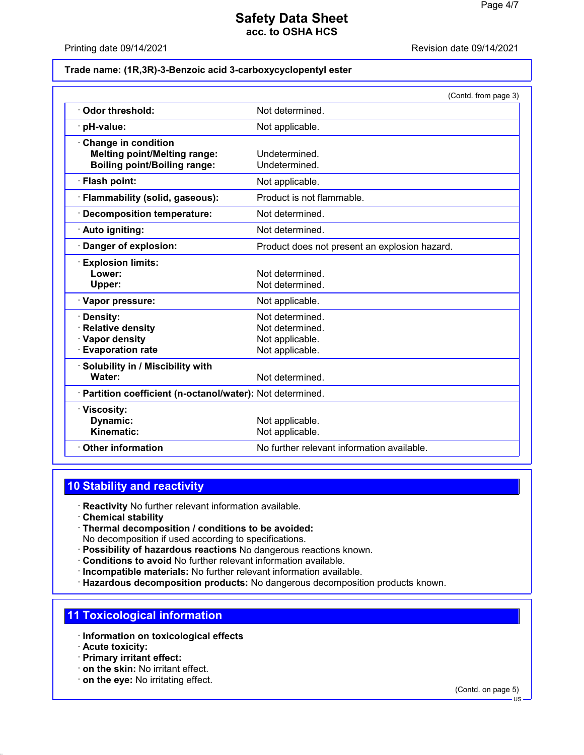**Trade name: (1R,3R)-3-Benzoic acid 3-carboxycyclopentyl ester**

(Contd. from page 3)

| | |
|---|---|
| · **Odor threshold:** | Not determined. |
| · **pH-value:** | Not applicable. |
| · **Change in condition** | |
| **Melting point/Melting range:** | Undetermined. |
| **Boiling point/Boiling range:** | Undetermined. |
| · **Flash point:** | Not applicable. |
| · **Flammability (solid, gaseous):** | Product is not flammable. |
| · **Decomposition temperature:** | Not determined. |
| · **Auto igniting:** | Not determined. |
| · **Danger of explosion:** | Product does not present an explosion hazard. |
| · **Explosion limits:** | |
| **Lower:** | Not determined. |
| **Upper:** | Not determined. |
| · **Vapor pressure:** | Not applicable. |
| · **Density:** | Not determined. |
| · **Relative density** | Not determined. |
| · **Vapor density** | Not applicable. |
| · **Evaporation rate** | Not applicable. |
| · **Solubility in / Miscibility with** | |
| **Water:** | Not determined. |
| · **Partition coefficient (n-octanol/water):** | Not determined. |
| · **Viscosity:** | |
| **Dynamic:** | Not applicable. |
| **Kinematic:** | Not applicable. |
| · **Other information** | No further relevant information available. |

## 10 Stability and reactivity

· **Reactivity** No further relevant information available.
· **Chemical stability**
· **Thermal decomposition / conditions to be avoided:**
No decomposition if used according to specifications.
· **Possibility of hazardous reactions** No dangerous reactions known.
· **Conditions to avoid** No further relevant information available.
· **Incompatible materials:** No further relevant information available.
· **Hazardous decomposition products:** No dangerous decomposition products known.

## 11 Toxicological information

· **Information on toxicological effects**
· **Acute toxicity:**
· **Primary irritant effect:**
· **on the skin:** No irritant effect.
· **on the eye:** No irritating effect.

(Contd. on page 5)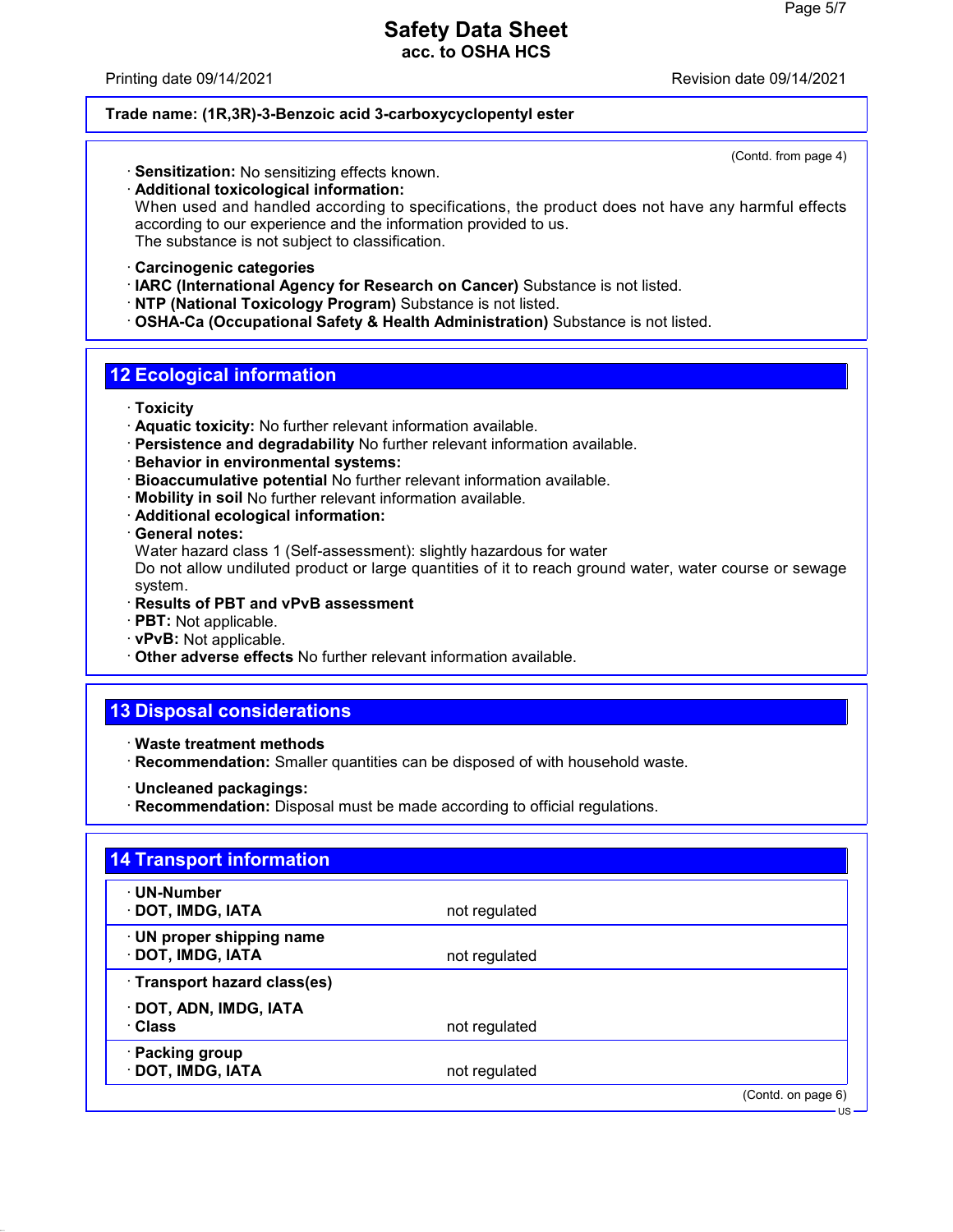**Trade name: (1R,3R)-3-Benzoic acid 3-carboxycyclopentyl ester**

(Contd. from page 4)

· **Sensitization:** No sensitizing effects known.
· **Additional toxicological information:**
When used and handled according to specifications, the product does not have any harmful effects according to our experience and the information provided to us.
The substance is not subject to classification.

· **Carcinogenic categories**
· **IARC (International Agency for Research on Cancer)** Substance is not listed.
· **NTP (National Toxicology Program)** Substance is not listed.
· **OSHA-Ca (Occupational Safety & Health Administration)** Substance is not listed.

## 12 Ecological information

· **Toxicity**
· **Aquatic toxicity:** No further relevant information available.
· **Persistence and degradability** No further relevant information available.
· **Behavior in environmental systems:**
· **Bioaccumulative potential** No further relevant information available.
· **Mobility in soil** No further relevant information available.
· **Additional ecological information:**
· **General notes:**
Water hazard class 1 (Self-assessment): slightly hazardous for water
Do not allow undiluted product or large quantities of it to reach ground water, water course or sewage system.
· **Results of PBT and vPvB assessment**
· **PBT:** Not applicable.
· **vPvB:** Not applicable.
· **Other adverse effects** No further relevant information available.

## 13 Disposal considerations

· **Waste treatment methods**
· **Recommendation:** Smaller quantities can be disposed of with household waste.

· **Uncleaned packagings:**
· **Recommendation:** Disposal must be made according to official regulations.

## 14 Transport information

| | |
|---|---|
| · **UN-Number** | |
| · **DOT, IMDG, IATA** | not regulated |
| · **UN proper shipping name** | |
| · **DOT, IMDG, IATA** | not regulated |
| · **Transport hazard class(es)** | |
| · **DOT, ADN, IMDG, IATA** | |
| · **Class** | not regulated |
| · **Packing group** | |
| · **DOT, IMDG, IATA** | not regulated |

(Contd. on page 6)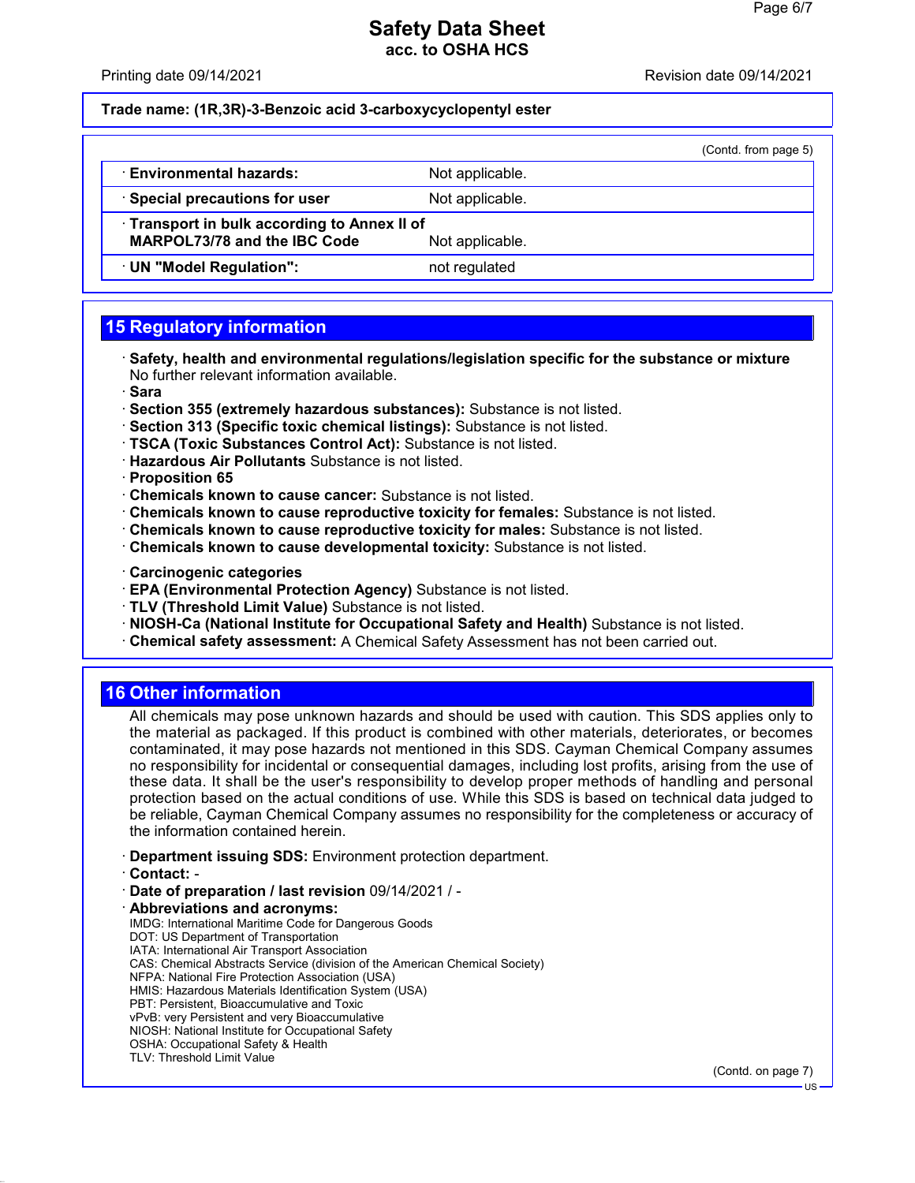**Trade name: (1R,3R)-3-Benzoic acid 3-carboxycyclopentyl ester**

(Contd. from page 5)

| | |
|---|---|
| · **Environmental hazards:** | Not applicable. |
| · **Special precautions for user** | Not applicable. |
| · **Transport in bulk according to Annex II of MARPOL73/78 and the IBC Code** | Not applicable. |
| · **UN "Model Regulation":** | not regulated |

## 15 Regulatory information

- **Safety, health and environmental regulations/legislation specific for the substance or mixture** No further relevant information available.
- **Sara**
- **Section 355 (extremely hazardous substances):** Substance is not listed.
- **Section 313 (Specific toxic chemical listings):** Substance is not listed.
- **TSCA (Toxic Substances Control Act):** Substance is not listed.
- **Hazardous Air Pollutants** Substance is not listed.
- **Proposition 65**
- **Chemicals known to cause cancer:** Substance is not listed.
- **Chemicals known to cause reproductive toxicity for females:** Substance is not listed.
- **Chemicals known to cause reproductive toxicity for males:** Substance is not listed.
- **Chemicals known to cause developmental toxicity:** Substance is not listed.

- **Carcinogenic categories**
- **EPA (Environmental Protection Agency)** Substance is not listed.
- **TLV (Threshold Limit Value)** Substance is not listed.
- **NIOSH-Ca (National Institute for Occupational Safety and Health)** Substance is not listed.
- **Chemical safety assessment:** A Chemical Safety Assessment has not been carried out.

## 16 Other information

All chemicals may pose unknown hazards and should be used with caution. This SDS applies only to the material as packaged. If this product is combined with other materials, deteriorates, or becomes contaminated, it may pose hazards not mentioned in this SDS. Cayman Chemical Company assumes no responsibility for incidental or consequential damages, including lost profits, arising from the use of these data. It shall be the user's responsibility to develop proper methods of handling and personal protection based on the actual conditions of use. While this SDS is based on technical data judged to be reliable, Cayman Chemical Company assumes no responsibility for the completeness or accuracy of the information contained herein.

- **Department issuing SDS:** Environment protection department.
- **Contact:** -
- **Date of preparation / last revision** 09/14/2021 / -
- **Abbreviations and acronyms:**

IMDG: International Maritime Code for Dangerous Goods
DOT: US Department of Transportation
IATA: International Air Transport Association
CAS: Chemical Abstracts Service (division of the American Chemical Society)
NFPA: National Fire Protection Association (USA)
HMIS: Hazardous Materials Identification System (USA)
PBT: Persistent, Bioaccumulative and Toxic
vPvB: very Persistent and very Bioaccumulative
NIOSH: National Institute for Occupational Safety
OSHA: Occupational Safety & Health
TLV: Threshold Limit Value

(Contd. on page 7)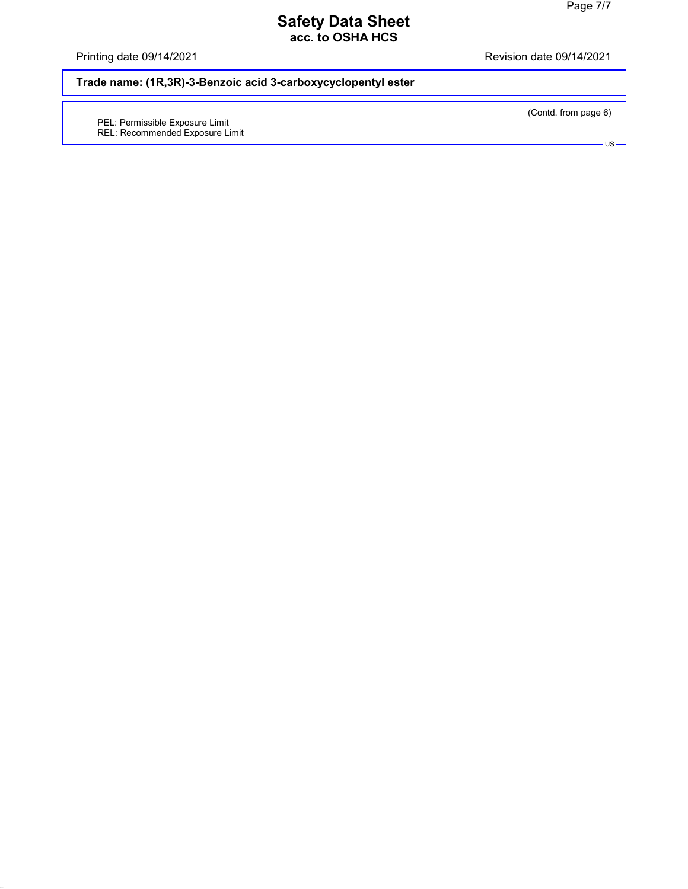PEL: Permissible Exposure Limit
REL: Recommended Exposure Limit